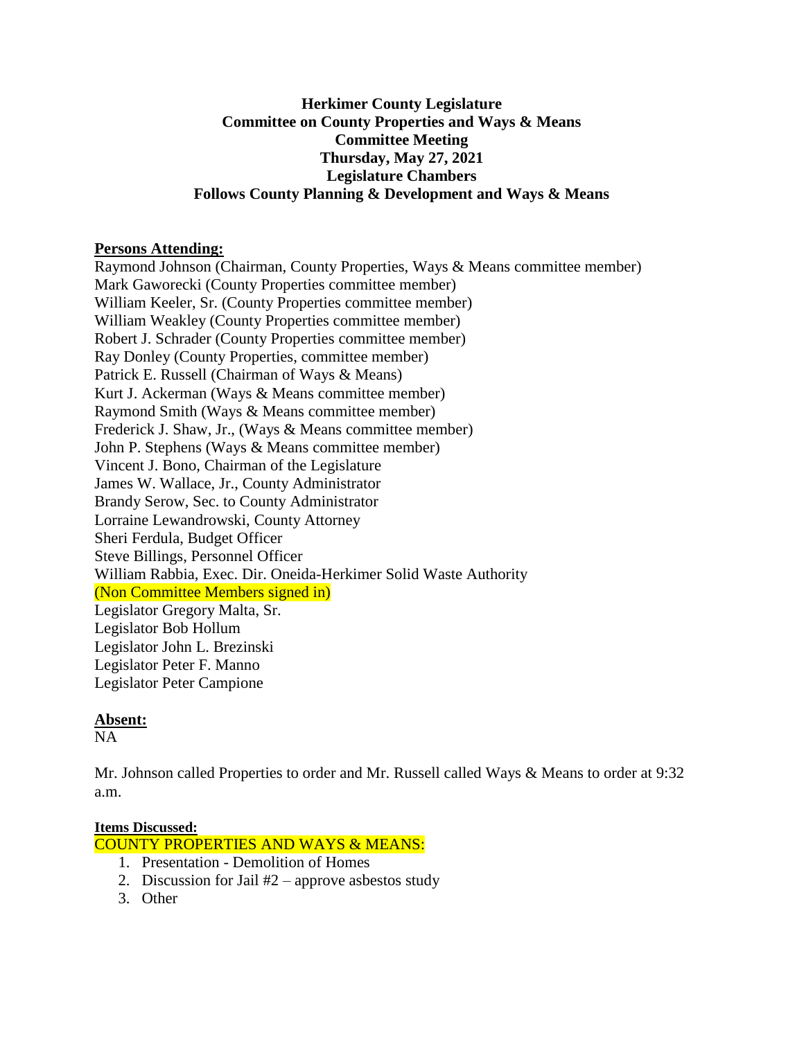**Herkimer County Legislature**
**Committee on County Properties and Ways & Means**
**Committee Meeting**
**Thursday, May 27, 2021**
**Legislature Chambers**
**Follows County Planning & Development and Ways & Means**

**Persons Attending:**

Raymond Johnson (Chairman, County Properties, Ways & Means committee member)
Mark Gaworecki (County Properties committee member)
William Keeler, Sr. (County Properties committee member)
William Weakley (County Properties committee member)
Robert J. Schrader (County Properties committee member)
Ray Donley (County Properties, committee member)
Patrick E. Russell (Chairman of Ways & Means)
Kurt J. Ackerman (Ways & Means committee member)
Raymond Smith (Ways & Means committee member)
Frederick J. Shaw, Jr., (Ways & Means committee member)
John P. Stephens (Ways & Means committee member)
Vincent J. Bono, Chairman of the Legislature
James W. Wallace, Jr., County Administrator
Brandy Serow, Sec. to County Administrator
Lorraine Lewandrowski, County Attorney
Sheri Ferdula, Budget Officer
Steve Billings, Personnel Officer
William Rabbia, Exec. Dir. Oneida-Herkimer Solid Waste Authority
(Non Committee Members signed in)
Legislator Gregory Malta, Sr.
Legislator Bob Hollum
Legislator John L. Brezinski
Legislator Peter F. Manno
Legislator Peter Campione

**Absent:**

NA

Mr. Johnson called Properties to order and Mr. Russell called Ways & Means to order at 9:32 a.m.

**Items Discussed:**

COUNTY PROPERTIES AND WAYS & MEANS:

1. Presentation - Demolition of Homes
2. Discussion for Jail #2 – approve asbestos study
3. Other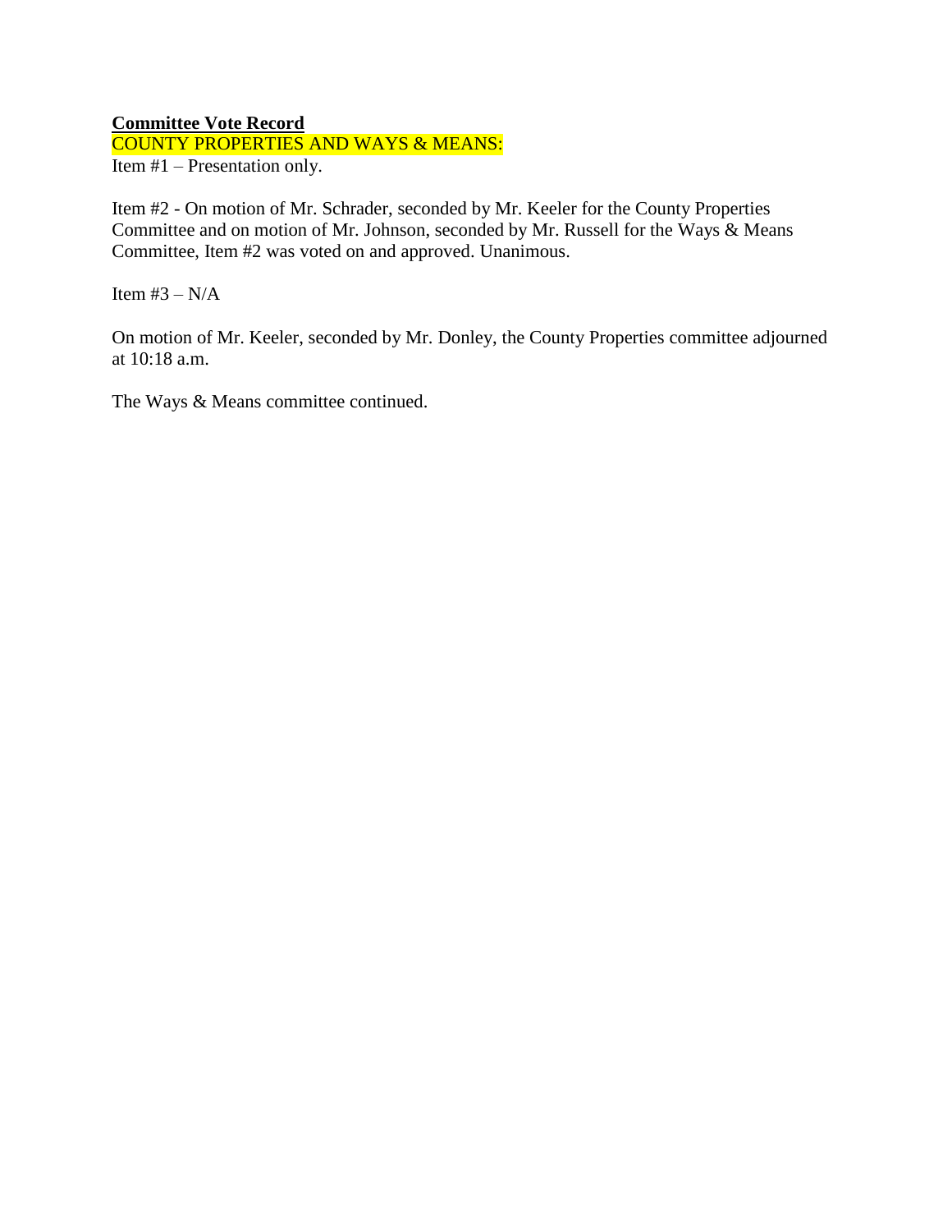**Committee Vote Record**

COUNTY PROPERTIES AND WAYS & MEANS:

Item #1 – Presentation only.

Item #2 - On motion of Mr. Schrader, seconded by Mr. Keeler for the County Properties Committee and on motion of Mr. Johnson, seconded by Mr. Russell for the Ways & Means Committee, Item #2 was voted on and approved. Unanimous.

Item #3 – N/A

On motion of Mr. Keeler, seconded by Mr. Donley, the County Properties committee adjourned at 10:18 a.m.

The Ways & Means committee continued.